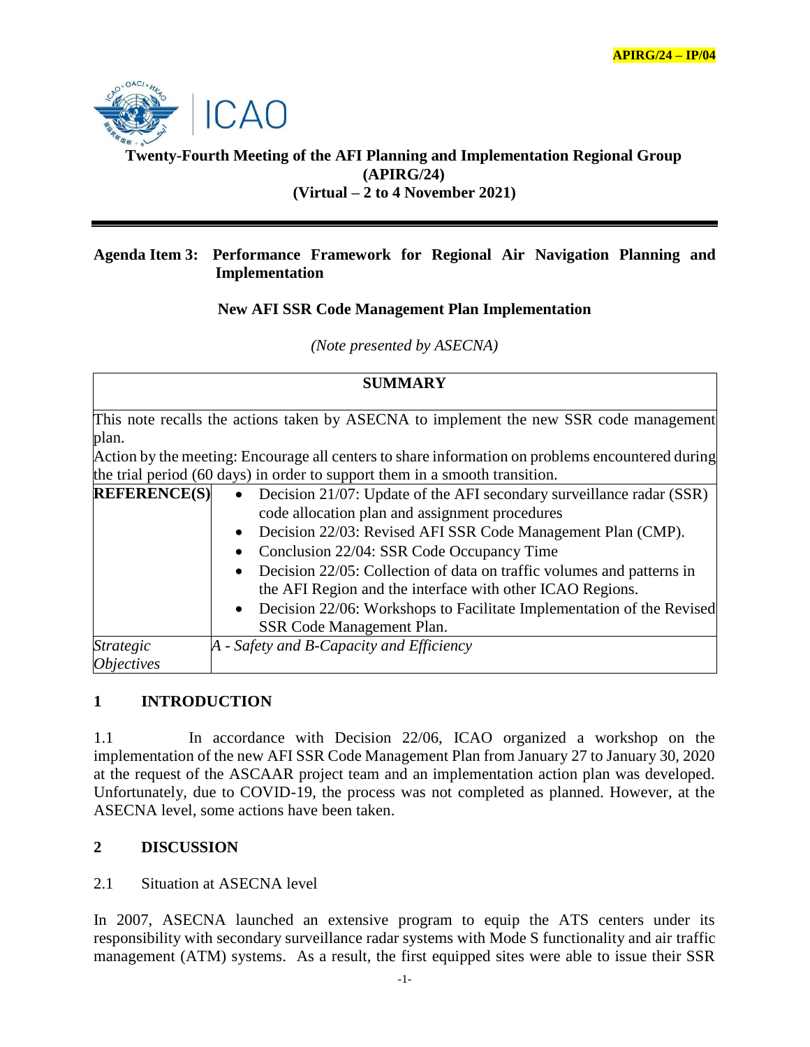APIRG/24 – IP/04

# Twenty-Fourth Meeting of the AFI Planning and Implementation Regional Group (APIRG/24) (Virtual – 2 to 4 November 2021)

**Agenda Item 3: Performance Framework for Regional Air Navigation Planning and Implementation**

**New AFI SSR Code Management Plan Implementation**

*(Note presented by ASECNA)*

| **SUMMARY** | |
|---|---|
| This note recalls the actions taken by ASECNA to implement the new SSR code management plan. Action by the meeting: Encourage all centers to share information on problems encountered during the trial period (60 days) in order to support them in a smooth transition. | |
| **REFERENCE(S)** | • Decision 21/07: Update of the AFI secondary surveillance radar (SSR) code allocation plan and assignment procedures<br>• Decision 22/03: Revised AFI SSR Code Management Plan (CMP).<br>• Conclusion 22/04: SSR Code Occupancy Time<br>• Decision 22/05: Collection of data on traffic volumes and patterns in the AFI Region and the interface with other ICAO Regions.<br>• Decision 22/06: Workshops to Facilitate Implementation of the Revised SSR Code Management Plan. |
| *Strategic Objectives* | *A - Safety and B-Capacity and Efficiency* |

## 1 INTRODUCTION

1.1 In accordance with Decision 22/06, ICAO organized a workshop on the implementation of the new AFI SSR Code Management Plan from January 27 to January 30, 2020 at the request of the ASCAAR project team and an implementation action plan was developed. Unfortunately, due to COVID-19, the process was not completed as planned. However, at the ASECNA level, some actions have been taken.

## 2 DISCUSSION

2.1 Situation at ASECNA level

In 2007, ASECNA launched an extensive program to equip the ATS centers under its responsibility with secondary surveillance radar systems with Mode S functionality and air traffic management (ATM) systems. As a result, the first equipped sites were able to issue their SSR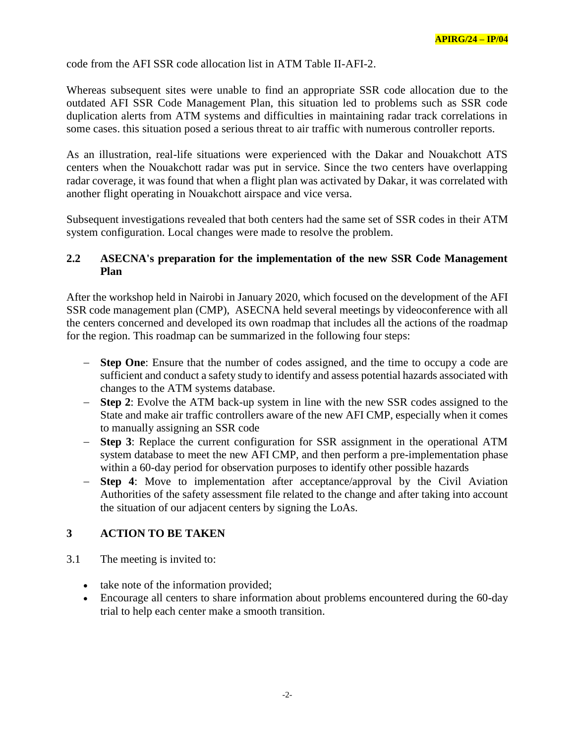code from the AFI SSR code allocation list in ATM Table II-AFI-2.

Whereas subsequent sites were unable to find an appropriate SSR code allocation due to the outdated AFI SSR Code Management Plan, this situation led to problems such as SSR code duplication alerts from ATM systems and difficulties in maintaining radar track correlations in some cases. this situation posed a serious threat to air traffic with numerous controller reports.

As an illustration, real-life situations were experienced with the Dakar and Nouakchott ATS centers when the Nouakchott radar was put in service. Since the two centers have overlapping radar coverage, it was found that when a flight plan was activated by Dakar, it was correlated with another flight operating in Nouakchott airspace and vice versa.

Subsequent investigations revealed that both centers had the same set of SSR codes in their ATM system configuration. Local changes were made to resolve the problem.

### 2.2 ASECNA's preparation for the implementation of the new SSR Code Management Plan

After the workshop held in Nairobi in January 2020, which focused on the development of the AFI SSR code management plan (CMP), ASECNA held several meetings by videoconference with all the centers concerned and developed its own roadmap that includes all the actions of the roadmap for the region. This roadmap can be summarized in the following four steps:

- **Step One**: Ensure that the number of codes assigned, and the time to occupy a code are sufficient and conduct a safety study to identify and assess potential hazards associated with changes to the ATM systems database.
- **Step 2**: Evolve the ATM back-up system in line with the new SSR codes assigned to the State and make air traffic controllers aware of the new AFI CMP, especially when it comes to manually assigning an SSR code
- **Step 3**: Replace the current configuration for SSR assignment in the operational ATM system database to meet the new AFI CMP, and then perform a pre-implementation phase within a 60-day period for observation purposes to identify other possible hazards
- **Step 4**: Move to implementation after acceptance/approval by the Civil Aviation Authorities of the safety assessment file related to the change and after taking into account the situation of our adjacent centers by signing the LoAs.

## 3 ACTION TO BE TAKEN

3.1 The meeting is invited to:

- take note of the information provided;
- Encourage all centers to share information about problems encountered during the 60-day trial to help each center make a smooth transition.